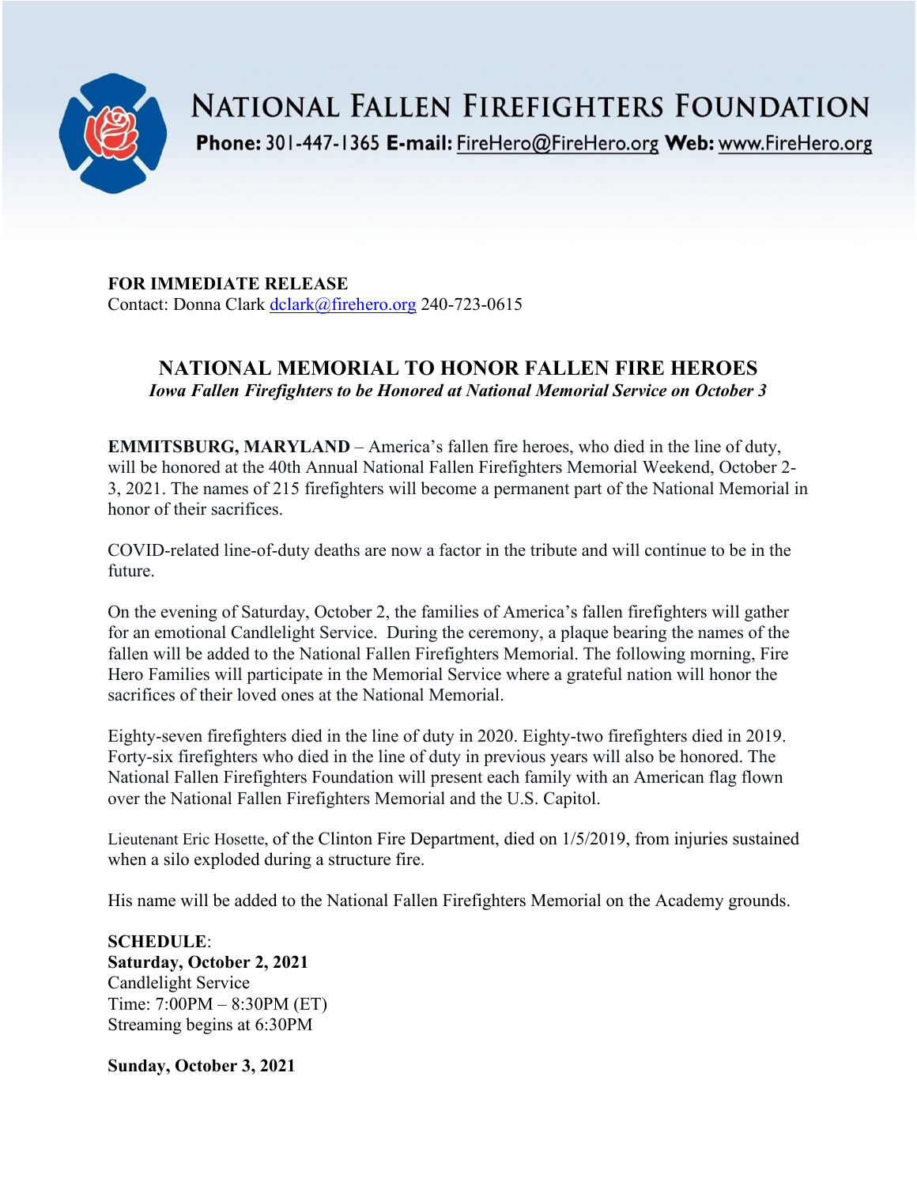# NATIONAL FALLEN FIREFIGHTERS FOUNDATION

**Phone:** 301-447-1365 **E-mail:** FireHero@FireHero.org **Web:** www.FireHero.org

**FOR IMMEDIATE RELEASE**
Contact: Donna Clark dclark@firehero.org 240-723-0615

## NATIONAL MEMORIAL TO HONOR FALLEN FIRE HEROES

***Iowa Fallen Firefighters to be Honored at National Memorial Service on October 3***

**EMMITSBURG, MARYLAND** – America's fallen fire heroes, who died in the line of duty, will be honored at the 40th Annual National Fallen Firefighters Memorial Weekend, October 2-3, 2021. The names of 215 firefighters will become a permanent part of the National Memorial in honor of their sacrifices.

COVID-related line-of-duty deaths are now a factor in the tribute and will continue to be in the future.

On the evening of Saturday, October 2, the families of America's fallen firefighters will gather for an emotional Candlelight Service. During the ceremony, a plaque bearing the names of the fallen will be added to the National Fallen Firefighters Memorial. The following morning, Fire Hero Families will participate in the Memorial Service where a grateful nation will honor the sacrifices of their loved ones at the National Memorial.

Eighty-seven firefighters died in the line of duty in 2020. Eighty-two firefighters died in 2019. Forty-six firefighters who died in the line of duty in previous years will also be honored. The National Fallen Firefighters Foundation will present each family with an American flag flown over the National Fallen Firefighters Memorial and the U.S. Capitol.

Lieutenant Eric Hosette, of the Clinton Fire Department, died on 1/5/2019, from injuries sustained when a silo exploded during a structure fire.

His name will be added to the National Fallen Firefighters Memorial on the Academy grounds.

**SCHEDULE**:
**Saturday, October 2, 2021**
Candlelight Service
Time: 7:00PM – 8:30PM (ET)
Streaming begins at 6:30PM

**Sunday, October 3, 2021**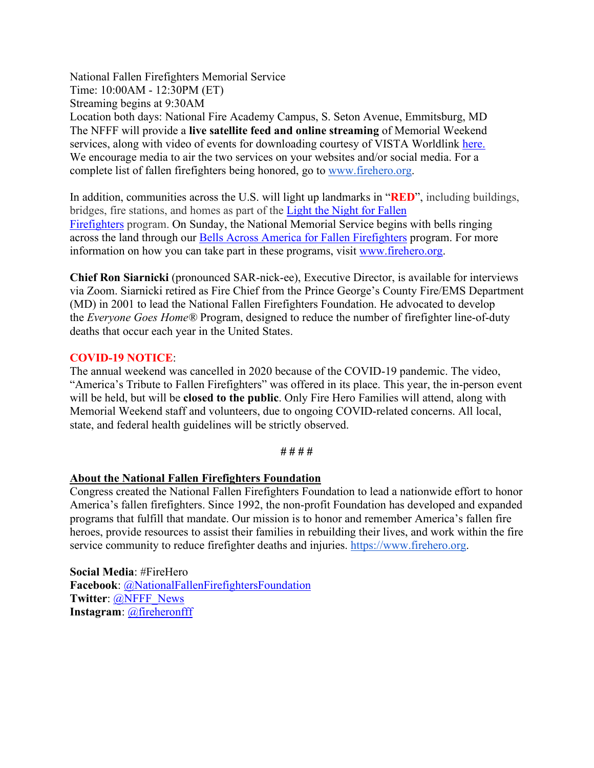National Fallen Firefighters Memorial Service
Time: 10:00AM - 12:30PM (ET)
Streaming begins at 9:30AM
Location both days: National Fire Academy Campus, S. Seton Avenue, Emmitsburg, MD
The NFFF will provide a **live satellite feed and online streaming** of Memorial Weekend services, along with video of events for downloading courtesy of VISTA Worldlink here.
We encourage media to air the two services on your websites and/or social media. For a complete list of fallen firefighters being honored, go to www.firehero.org.

In addition, communities across the U.S. will light up landmarks in "**RED**", including buildings, bridges, fire stations, and homes as part of the Light the Night for Fallen Firefighters program. On Sunday, the National Memorial Service begins with bells ringing across the land through our Bells Across America for Fallen Firefighters program. For more information on how you can take part in these programs, visit www.firehero.org.

**Chief Ron Siarnicki** (pronounced SAR-nick-ee), Executive Director, is available for interviews via Zoom. Siarnicki retired as Fire Chief from the Prince George's County Fire/EMS Department (MD) in 2001 to lead the National Fallen Firefighters Foundation. He advocated to develop the *Everyone Goes Home®* Program, designed to reduce the number of firefighter line-of-duty deaths that occur each year in the United States.

**COVID-19 NOTICE**:
The annual weekend was cancelled in 2020 because of the COVID-19 pandemic. The video, "America's Tribute to Fallen Firefighters" was offered in its place. This year, the in-person event will be held, but will be **closed to the public**. Only Fire Hero Families will attend, along with Memorial Weekend staff and volunteers, due to ongoing COVID-related concerns. All local, state, and federal health guidelines will be strictly observed.

# # # #

**About the National Fallen Firefighters Foundation**
Congress created the National Fallen Firefighters Foundation to lead a nationwide effort to honor America's fallen firefighters. Since 1992, the non-profit Foundation has developed and expanded programs that fulfill that mandate. Our mission is to honor and remember America's fallen fire heroes, provide resources to assist their families in rebuilding their lives, and work within the fire service community to reduce firefighter deaths and injuries. https://www.firehero.org.

**Social Media**: #FireHero
**Facebook**: @NationalFallenFirefightersFoundation
**Twitter**: @NFFF_News
**Instagram**: @fireheronfff